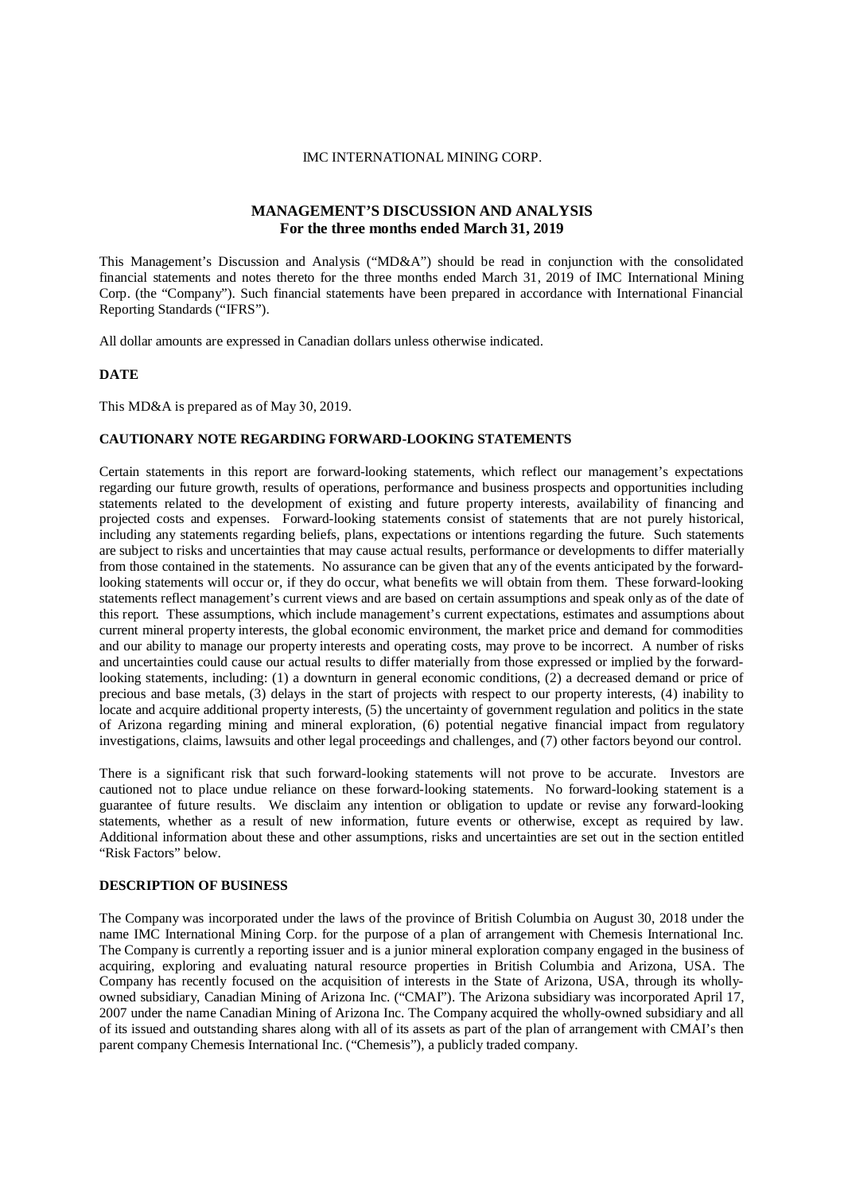IMC INTERNATIONAL MINING CORP.

# MANAGEMENT'S DISCUSSION AND ANALYSIS
## For the three months ended March 31, 2019

This Management's Discussion and Analysis ("MD&A") should be read in conjunction with the consolidated financial statements and notes thereto for the three months ended March 31, 2019 of IMC International Mining Corp. (the "Company"). Such financial statements have been prepared in accordance with International Financial Reporting Standards ("IFRS").

All dollar amounts are expressed in Canadian dollars unless otherwise indicated.

### DATE

This MD&A is prepared as of May 30, 2019.

### CAUTIONARY NOTE REGARDING FORWARD-LOOKING STATEMENTS

Certain statements in this report are forward-looking statements, which reflect our management's expectations regarding our future growth, results of operations, performance and business prospects and opportunities including statements related to the development of existing and future property interests, availability of financing and projected costs and expenses. Forward-looking statements consist of statements that are not purely historical, including any statements regarding beliefs, plans, expectations or intentions regarding the future. Such statements are subject to risks and uncertainties that may cause actual results, performance or developments to differ materially from those contained in the statements. No assurance can be given that any of the events anticipated by the forward-looking statements will occur or, if they do occur, what benefits we will obtain from them. These forward-looking statements reflect management's current views and are based on certain assumptions and speak only as of the date of this report. These assumptions, which include management's current expectations, estimates and assumptions about current mineral property interests, the global economic environment, the market price and demand for commodities and our ability to manage our property interests and operating costs, may prove to be incorrect. A number of risks and uncertainties could cause our actual results to differ materially from those expressed or implied by the forward-looking statements, including: (1) a downturn in general economic conditions, (2) a decreased demand or price of precious and base metals, (3) delays in the start of projects with respect to our property interests, (4) inability to locate and acquire additional property interests, (5) the uncertainty of government regulation and politics in the state of Arizona regarding mining and mineral exploration, (6) potential negative financial impact from regulatory investigations, claims, lawsuits and other legal proceedings and challenges, and (7) other factors beyond our control.

There is a significant risk that such forward-looking statements will not prove to be accurate. Investors are cautioned not to place undue reliance on these forward-looking statements. No forward-looking statement is a guarantee of future results. We disclaim any intention or obligation to update or revise any forward-looking statements, whether as a result of new information, future events or otherwise, except as required by law. Additional information about these and other assumptions, risks and uncertainties are set out in the section entitled "Risk Factors" below.

### DESCRIPTION OF BUSINESS

The Company was incorporated under the laws of the province of British Columbia on August 30, 2018 under the name IMC International Mining Corp. for the purpose of a plan of arrangement with Chemesis International Inc. The Company is currently a reporting issuer and is a junior mineral exploration company engaged in the business of acquiring, exploring and evaluating natural resource properties in British Columbia and Arizona, USA. The Company has recently focused on the acquisition of interests in the State of Arizona, USA, through its wholly-owned subsidiary, Canadian Mining of Arizona Inc. ("CMAI"). The Arizona subsidiary was incorporated April 17, 2007 under the name Canadian Mining of Arizona Inc. The Company acquired the wholly-owned subsidiary and all of its issued and outstanding shares along with all of its assets as part of the plan of arrangement with CMAI's then parent company Chemesis International Inc. ("Chemesis"), a publicly traded company.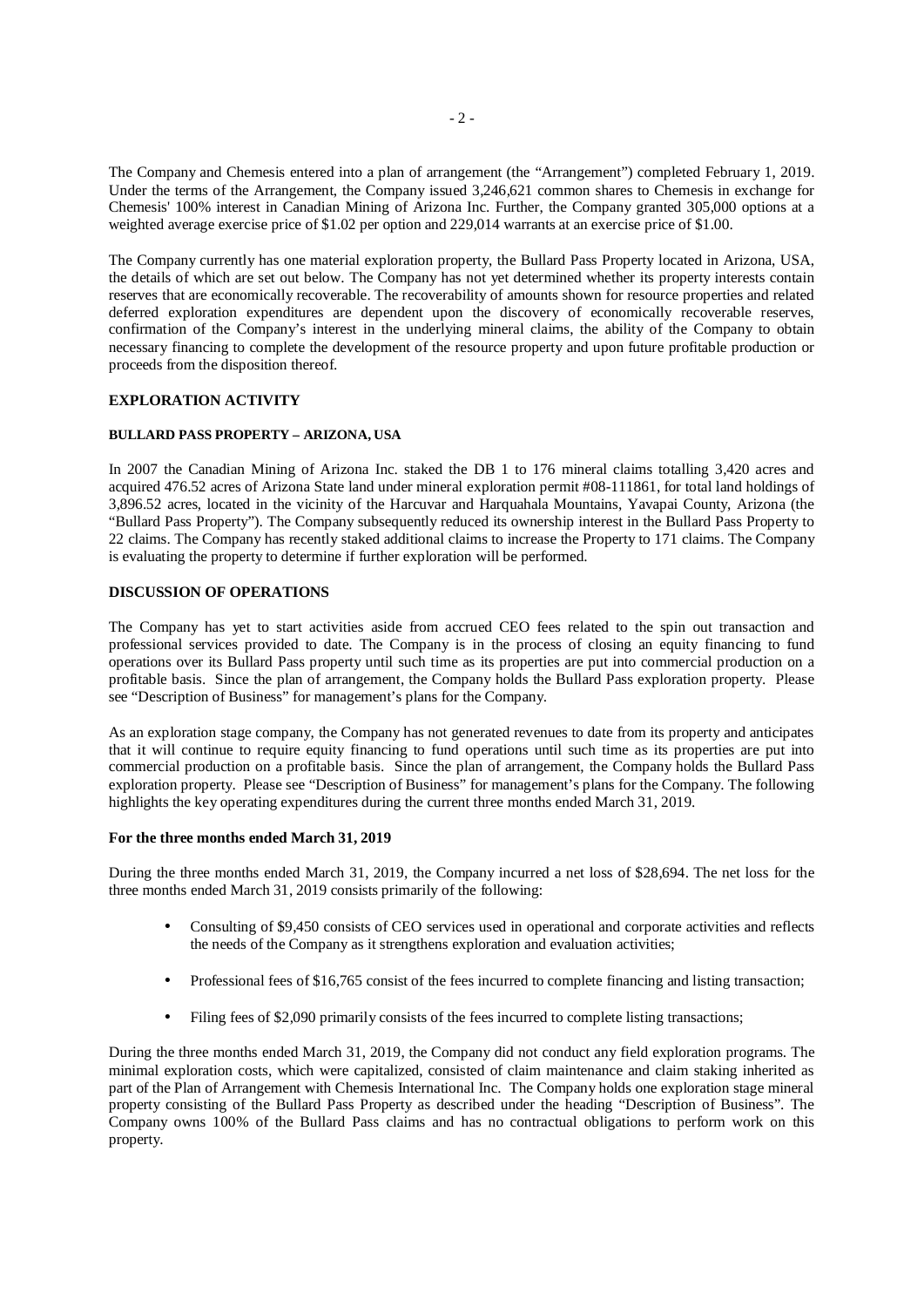The Company and Chemesis entered into a plan of arrangement (the "Arrangement") completed February 1, 2019. Under the terms of the Arrangement, the Company issued 3,246,621 common shares to Chemesis in exchange for Chemesis' 100% interest in Canadian Mining of Arizona Inc. Further, the Company granted 305,000 options at a weighted average exercise price of $1.02 per option and 229,014 warrants at an exercise price of $1.00.

The Company currently has one material exploration property, the Bullard Pass Property located in Arizona, USA, the details of which are set out below. The Company has not yet determined whether its property interests contain reserves that are economically recoverable. The recoverability of amounts shown for resource properties and related deferred exploration expenditures are dependent upon the discovery of economically recoverable reserves, confirmation of the Company's interest in the underlying mineral claims, the ability of the Company to obtain necessary financing to complete the development of the resource property and upon future profitable production or proceeds from the disposition thereof.

## EXPLORATION ACTIVITY

### BULLARD PASS PROPERTY – ARIZONA, USA

In 2007 the Canadian Mining of Arizona Inc. staked the DB 1 to 176 mineral claims totalling 3,420 acres and acquired 476.52 acres of Arizona State land under mineral exploration permit #08-111861, for total land holdings of 3,896.52 acres, located in the vicinity of the Harcuvar and Harquahala Mountains, Yavapai County, Arizona (the "Bullard Pass Property"). The Company subsequently reduced its ownership interest in the Bullard Pass Property to 22 claims. The Company has recently staked additional claims to increase the Property to 171 claims. The Company is evaluating the property to determine if further exploration will be performed.

## DISCUSSION OF OPERATIONS

The Company has yet to start activities aside from accrued CEO fees related to the spin out transaction and professional services provided to date. The Company is in the process of closing an equity financing to fund operations over its Bullard Pass property until such time as its properties are put into commercial production on a profitable basis. Since the plan of arrangement, the Company holds the Bullard Pass exploration property. Please see "Description of Business" for management's plans for the Company.

As an exploration stage company, the Company has not generated revenues to date from its property and anticipates that it will continue to require equity financing to fund operations until such time as its properties are put into commercial production on a profitable basis. Since the plan of arrangement, the Company holds the Bullard Pass exploration property. Please see "Description of Business" for management's plans for the Company. The following highlights the key operating expenditures during the current three months ended March 31, 2019.

### For the three months ended March 31, 2019

During the three months ended March 31, 2019, the Company incurred a net loss of $28,694. The net loss for the three months ended March 31, 2019 consists primarily of the following:

- Consulting of $9,450 consists of CEO services used in operational and corporate activities and reflects the needs of the Company as it strengthens exploration and evaluation activities;
- Professional fees of $16,765 consist of the fees incurred to complete financing and listing transaction;
- Filing fees of $2,090 primarily consists of the fees incurred to complete listing transactions;

During the three months ended March 31, 2019, the Company did not conduct any field exploration programs. The minimal exploration costs, which were capitalized, consisted of claim maintenance and claim staking inherited as part of the Plan of Arrangement with Chemesis International Inc. The Company holds one exploration stage mineral property consisting of the Bullard Pass Property as described under the heading "Description of Business". The Company owns 100% of the Bullard Pass claims and has no contractual obligations to perform work on this property.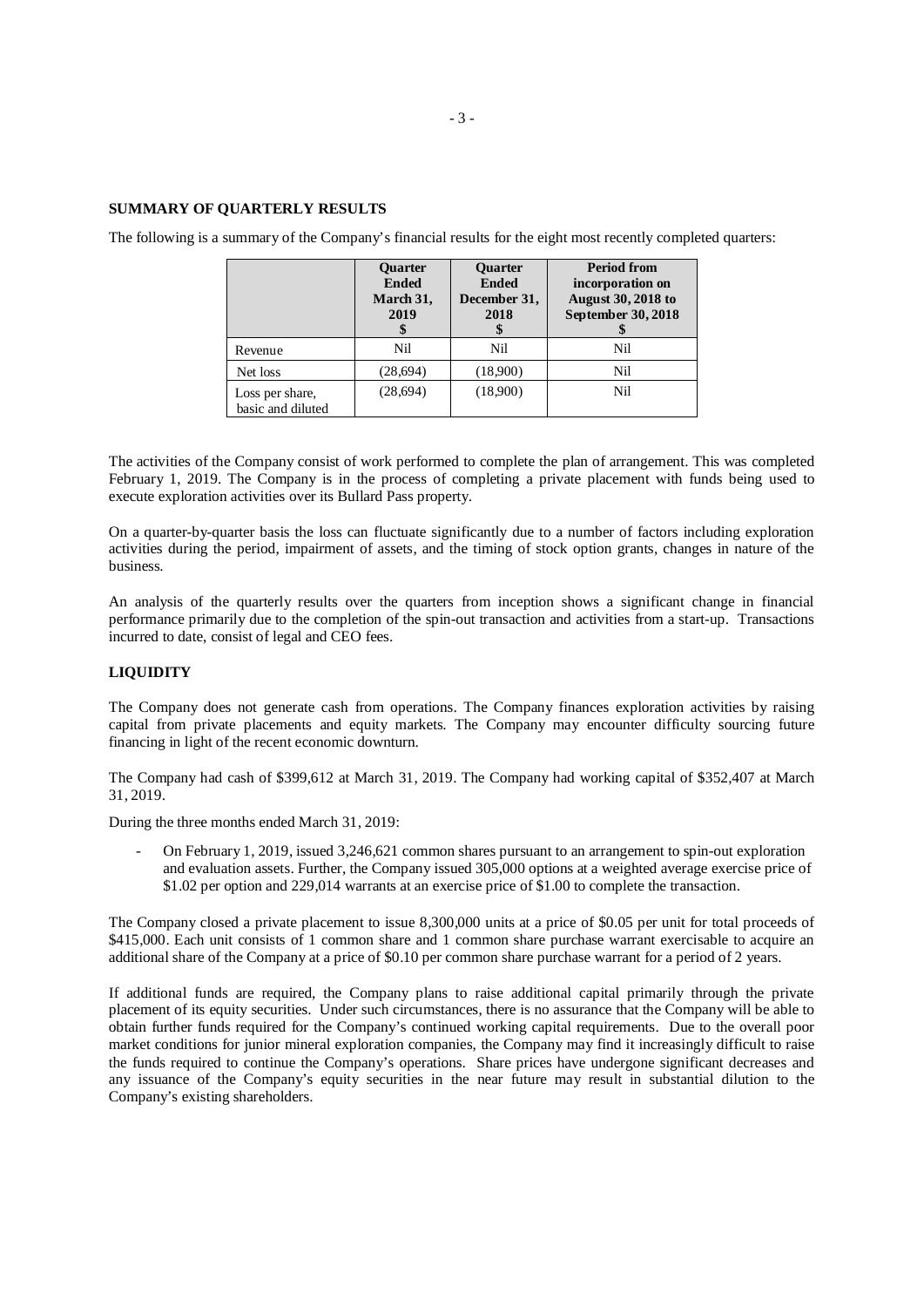## SUMMARY OF QUARTERLY RESULTS

The following is a summary of the Company's financial results for the eight most recently completed quarters:

| | Quarter Ended March 31, 2019 $ | Quarter Ended December 31, 2018 $ | Period from incorporation on August 30, 2018 to September 30, 2018 $ |
|---|---|---|---|
| Revenue | Nil | Nil | Nil |
| Net loss | (28,694) | (18,900) | Nil |
| Loss per share, basic and diluted | (28,694) | (18,900) | Nil |

The activities of the Company consist of work performed to complete the plan of arrangement. This was completed February 1, 2019. The Company is in the process of completing a private placement with funds being used to execute exploration activities over its Bullard Pass property.

On a quarter-by-quarter basis the loss can fluctuate significantly due to a number of factors including exploration activities during the period, impairment of assets, and the timing of stock option grants, changes in nature of the business.

An analysis of the quarterly results over the quarters from inception shows a significant change in financial performance primarily due to the completion of the spin-out transaction and activities from a start-up. Transactions incurred to date, consist of legal and CEO fees.

## LIQUIDITY

The Company does not generate cash from operations. The Company finances exploration activities by raising capital from private placements and equity markets. The Company may encounter difficulty sourcing future financing in light of the recent economic downturn.

The Company had cash of $399,612 at March 31, 2019. The Company had working capital of $352,407 at March 31, 2019.

During the three months ended March 31, 2019:

- On February 1, 2019, issued 3,246,621 common shares pursuant to an arrangement to spin-out exploration and evaluation assets. Further, the Company issued 305,000 options at a weighted average exercise price of $1.02 per option and 229,014 warrants at an exercise price of $1.00 to complete the transaction.

The Company closed a private placement to issue 8,300,000 units at a price of $0.05 per unit for total proceeds of $415,000. Each unit consists of 1 common share and 1 common share purchase warrant exercisable to acquire an additional share of the Company at a price of $0.10 per common share purchase warrant for a period of 2 years.

If additional funds are required, the Company plans to raise additional capital primarily through the private placement of its equity securities. Under such circumstances, there is no assurance that the Company will be able to obtain further funds required for the Company's continued working capital requirements. Due to the overall poor market conditions for junior mineral exploration companies, the Company may find it increasingly difficult to raise the funds required to continue the Company's operations. Share prices have undergone significant decreases and any issuance of the Company's equity securities in the near future may result in substantial dilution to the Company's existing shareholders.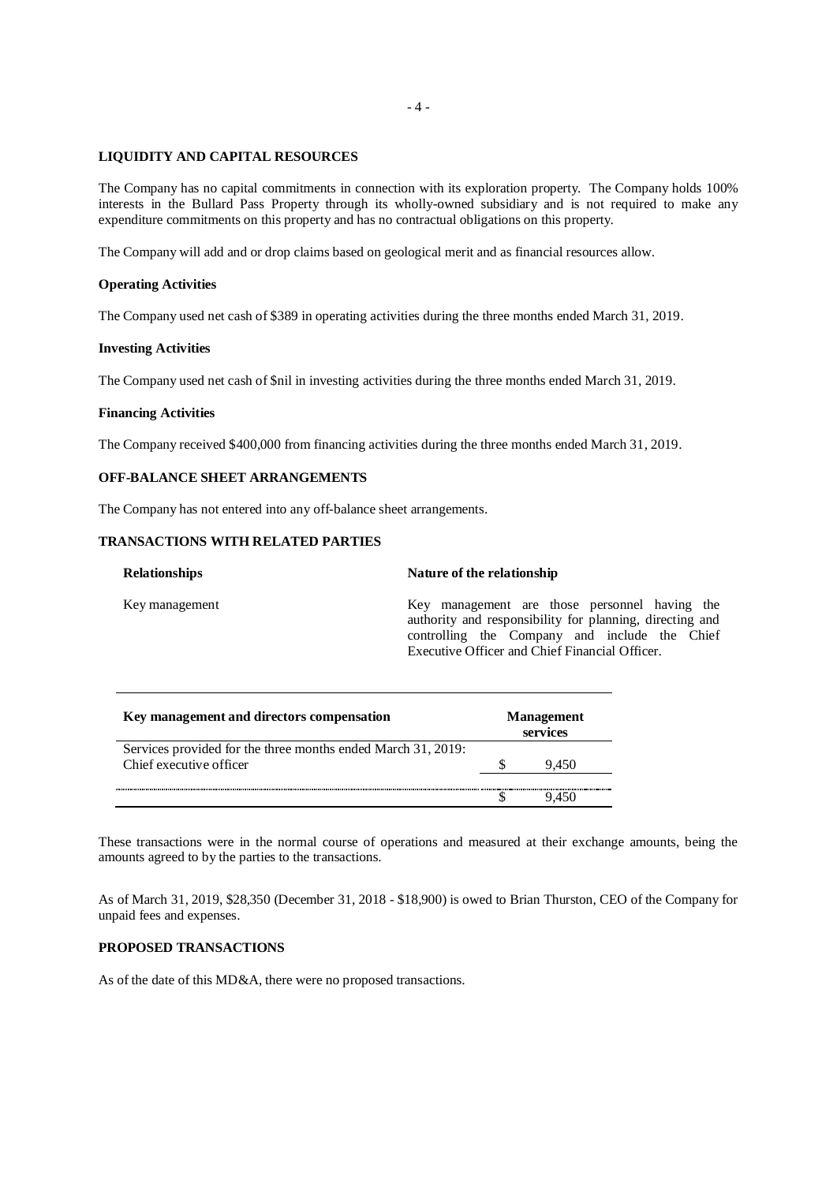## LIQUIDITY AND CAPITAL RESOURCES

The Company has no capital commitments in connection with its exploration property. The Company holds 100% interests in the Bullard Pass Property through its wholly-owned subsidiary and is not required to make any expenditure commitments on this property and has no contractual obligations on this property.

The Company will add and or drop claims based on geological merit and as financial resources allow.

### Operating Activities

The Company used net cash of $389 in operating activities during the three months ended March 31, 2019.

### Investing Activities

The Company used net cash of $nil in investing activities during the three months ended March 31, 2019.

### Financing Activities

The Company received $400,000 from financing activities during the three months ended March 31, 2019.

## OFF-BALANCE SHEET ARRANGEMENTS

The Company has not entered into any off-balance sheet arrangements.

## TRANSACTIONS WITH RELATED PARTIES

| Relationships | Nature of the relationship |
|---|---|
| Key management | Key management are those personnel having the authority and responsibility for planning, directing and controlling the Company and include the Chief Executive Officer and Chief Financial Officer. |

| Key management and directors compensation | Management services |
|---|---|
| Services provided for the three months ended March 31, 2019: | |
| Chief executive officer | $ 9,450 |
| | $ 9,450 |

These transactions were in the normal course of operations and measured at their exchange amounts, being the amounts agreed to by the parties to the transactions.

As of March 31, 2019, $28,350 (December 31, 2018 - $18,900) is owed to Brian Thurston, CEO of the Company for unpaid fees and expenses.

## PROPOSED TRANSACTIONS

As of the date of this MD&A, there were no proposed transactions.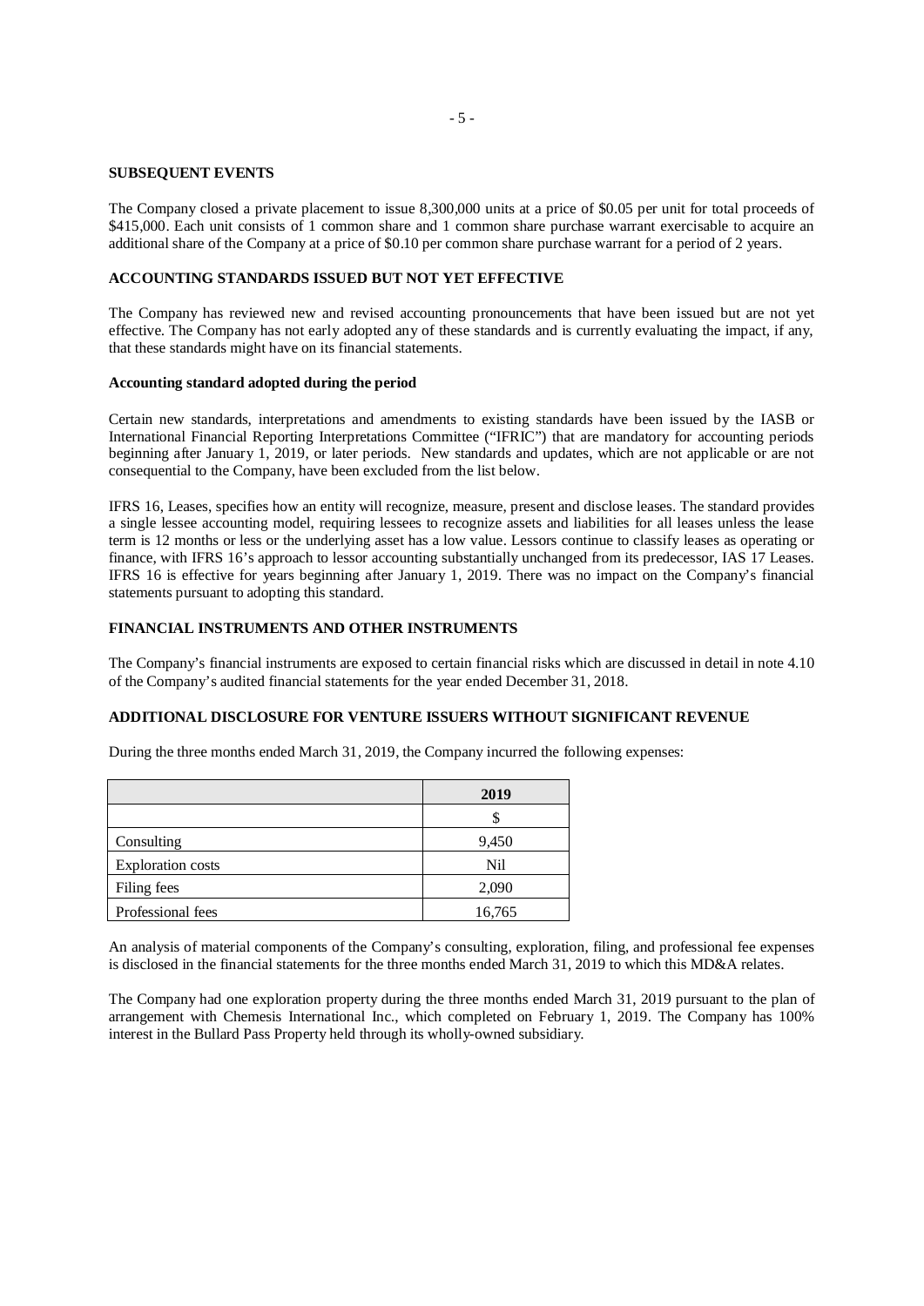**SUBSEQUENT EVENTS**

The Company closed a private placement to issue 8,300,000 units at a price of \$0.05 per unit for total proceeds of \$415,000. Each unit consists of 1 common share and 1 common share purchase warrant exercisable to acquire an additional share of the Company at a price of \$0.10 per common share purchase warrant for a period of 2 years.

**ACCOUNTING STANDARDS ISSUED BUT NOT YET EFFECTIVE**

The Company has reviewed new and revised accounting pronouncements that have been issued but are not yet effective. The Company has not early adopted any of these standards and is currently evaluating the impact, if any, that these standards might have on its financial statements.

**Accounting standard adopted during the period**

Certain new standards, interpretations and amendments to existing standards have been issued by the IASB or International Financial Reporting Interpretations Committee ("IFRIC") that are mandatory for accounting periods beginning after January 1, 2019, or later periods. New standards and updates, which are not applicable or are not consequential to the Company, have been excluded from the list below.

IFRS 16, Leases, specifies how an entity will recognize, measure, present and disclose leases. The standard provides a single lessee accounting model, requiring lessees to recognize assets and liabilities for all leases unless the lease term is 12 months or less or the underlying asset has a low value. Lessors continue to classify leases as operating or finance, with IFRS 16's approach to lessor accounting substantially unchanged from its predecessor, IAS 17 Leases. IFRS 16 is effective for years beginning after January 1, 2019. There was no impact on the Company's financial statements pursuant to adopting this standard.

**FINANCIAL INSTRUMENTS AND OTHER INSTRUMENTS**

The Company's financial instruments are exposed to certain financial risks which are discussed in detail in note 4.10 of the Company's audited financial statements for the year ended December 31, 2018.

**ADDITIONAL DISCLOSURE FOR VENTURE ISSUERS WITHOUT SIGNIFICANT REVENUE**

During the three months ended March 31, 2019, the Company incurred the following expenses:

| | 2019 |
|---|---|
| | \$ |
| Consulting | 9,450 |
| Exploration costs | Nil |
| Filing fees | 2,090 |
| Professional fees | 16,765 |

An analysis of material components of the Company's consulting, exploration, filing, and professional fee expenses is disclosed in the financial statements for the three months ended March 31, 2019 to which this MD&A relates.

The Company had one exploration property during the three months ended March 31, 2019 pursuant to the plan of arrangement with Chemesis International Inc., which completed on February 1, 2019. The Company has 100% interest in the Bullard Pass Property held through its wholly-owned subsidiary.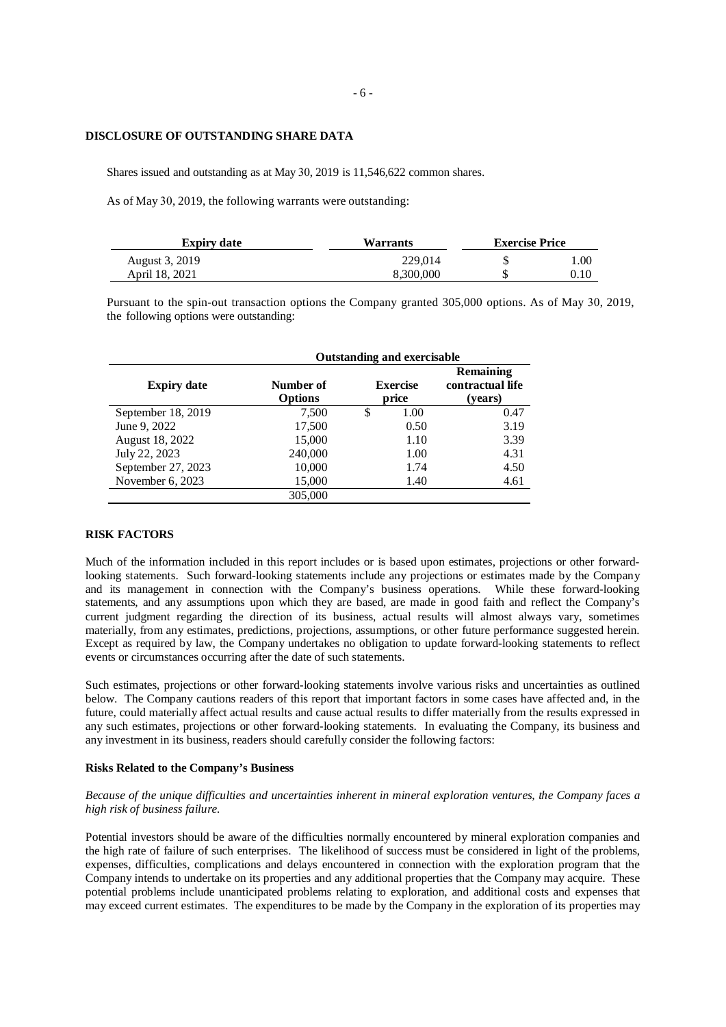## DISCLOSURE OF OUTSTANDING SHARE DATA

Shares issued and outstanding as at May 30, 2019 is 11,546,622 common shares.

As of May 30, 2019, the following warrants were outstanding:

| Expiry date | Warrants | Exercise Price |
|---|---|---|
| August 3, 2019 | 229,014 | $ 1.00 |
| April 18, 2021 | 8,300,000 | $ 0.10 |

Pursuant to the spin-out transaction options the Company granted 305,000 options. As of May 30, 2019, the following options were outstanding:

| | Outstanding and exercisable | | |
|---|---|---|---|
| Expiry date | Number of Options | Exercise price | Remaining contractual life (years) |
| September 18, 2019 | 7,500 | $ 1.00 | 0.47 |
| June 9, 2022 | 17,500 | 0.50 | 3.19 |
| August 18, 2022 | 15,000 | 1.10 | 3.39 |
| July 22, 2023 | 240,000 | 1.00 | 4.31 |
| September 27, 2023 | 10,000 | 1.74 | 4.50 |
| November 6, 2023 | 15,000 | 1.40 | 4.61 |
| | 305,000 | | |

## RISK FACTORS

Much of the information included in this report includes or is based upon estimates, projections or other forward-looking statements. Such forward-looking statements include any projections or estimates made by the Company and its management in connection with the Company's business operations. While these forward-looking statements, and any assumptions upon which they are based, are made in good faith and reflect the Company's current judgment regarding the direction of its business, actual results will almost always vary, sometimes materially, from any estimates, predictions, projections, assumptions, or other future performance suggested herein. Except as required by law, the Company undertakes no obligation to update forward-looking statements to reflect events or circumstances occurring after the date of such statements.

Such estimates, projections or other forward-looking statements involve various risks and uncertainties as outlined below. The Company cautions readers of this report that important factors in some cases have affected and, in the future, could materially affect actual results and cause actual results to differ materially from the results expressed in any such estimates, projections or other forward-looking statements. In evaluating the Company, its business and any investment in its business, readers should carefully consider the following factors:

### Risks Related to the Company's Business

*Because of the unique difficulties and uncertainties inherent in mineral exploration ventures, the Company faces a high risk of business failure.*

Potential investors should be aware of the difficulties normally encountered by mineral exploration companies and the high rate of failure of such enterprises. The likelihood of success must be considered in light of the problems, expenses, difficulties, complications and delays encountered in connection with the exploration program that the Company intends to undertake on its properties and any additional properties that the Company may acquire. These potential problems include unanticipated problems relating to exploration, and additional costs and expenses that may exceed current estimates. The expenditures to be made by the Company in the exploration of its properties may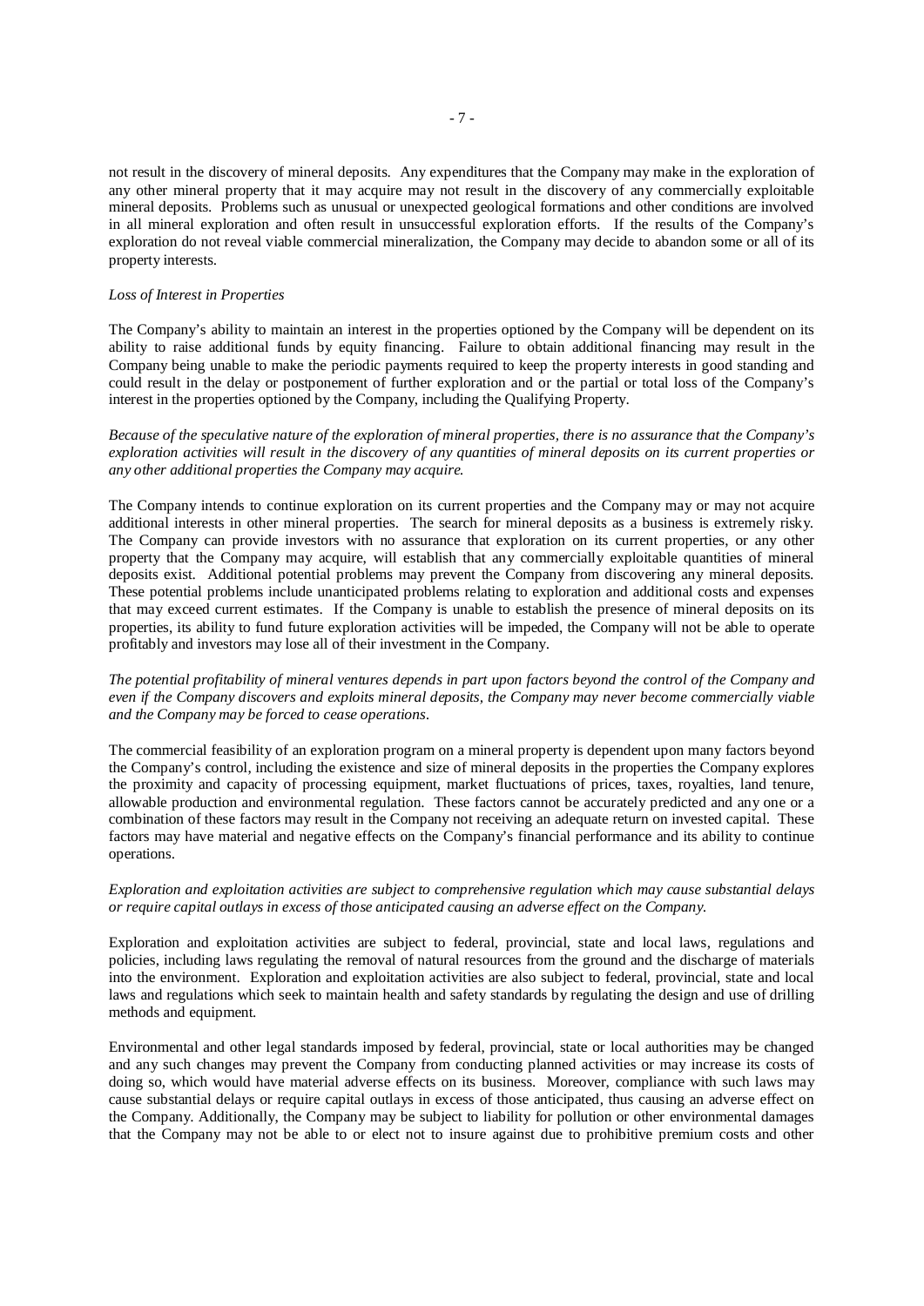not result in the discovery of mineral deposits. Any expenditures that the Company may make in the exploration of any other mineral property that it may acquire may not result in the discovery of any commercially exploitable mineral deposits. Problems such as unusual or unexpected geological formations and other conditions are involved in all mineral exploration and often result in unsuccessful exploration efforts. If the results of the Company's exploration do not reveal viable commercial mineralization, the Company may decide to abandon some or all of its property interests.

*Loss of Interest in Properties*

The Company's ability to maintain an interest in the properties optioned by the Company will be dependent on its ability to raise additional funds by equity financing. Failure to obtain additional financing may result in the Company being unable to make the periodic payments required to keep the property interests in good standing and could result in the delay or postponement of further exploration and or the partial or total loss of the Company's interest in the properties optioned by the Company, including the Qualifying Property.

*Because of the speculative nature of the exploration of mineral properties, there is no assurance that the Company's exploration activities will result in the discovery of any quantities of mineral deposits on its current properties or any other additional properties the Company may acquire.*

The Company intends to continue exploration on its current properties and the Company may or may not acquire additional interests in other mineral properties. The search for mineral deposits as a business is extremely risky. The Company can provide investors with no assurance that exploration on its current properties, or any other property that the Company may acquire, will establish that any commercially exploitable quantities of mineral deposits exist. Additional potential problems may prevent the Company from discovering any mineral deposits. These potential problems include unanticipated problems relating to exploration and additional costs and expenses that may exceed current estimates. If the Company is unable to establish the presence of mineral deposits on its properties, its ability to fund future exploration activities will be impeded, the Company will not be able to operate profitably and investors may lose all of their investment in the Company.

*The potential profitability of mineral ventures depends in part upon factors beyond the control of the Company and even if the Company discovers and exploits mineral deposits, the Company may never become commercially viable and the Company may be forced to cease operations.*

The commercial feasibility of an exploration program on a mineral property is dependent upon many factors beyond the Company's control, including the existence and size of mineral deposits in the properties the Company explores the proximity and capacity of processing equipment, market fluctuations of prices, taxes, royalties, land tenure, allowable production and environmental regulation. These factors cannot be accurately predicted and any one or a combination of these factors may result in the Company not receiving an adequate return on invested capital. These factors may have material and negative effects on the Company's financial performance and its ability to continue operations.

*Exploration and exploitation activities are subject to comprehensive regulation which may cause substantial delays or require capital outlays in excess of those anticipated causing an adverse effect on the Company.*

Exploration and exploitation activities are subject to federal, provincial, state and local laws, regulations and policies, including laws regulating the removal of natural resources from the ground and the discharge of materials into the environment. Exploration and exploitation activities are also subject to federal, provincial, state and local laws and regulations which seek to maintain health and safety standards by regulating the design and use of drilling methods and equipment.

Environmental and other legal standards imposed by federal, provincial, state or local authorities may be changed and any such changes may prevent the Company from conducting planned activities or may increase its costs of doing so, which would have material adverse effects on its business. Moreover, compliance with such laws may cause substantial delays or require capital outlays in excess of those anticipated, thus causing an adverse effect on the Company. Additionally, the Company may be subject to liability for pollution or other environmental damages that the Company may not be able to or elect not to insure against due to prohibitive premium costs and other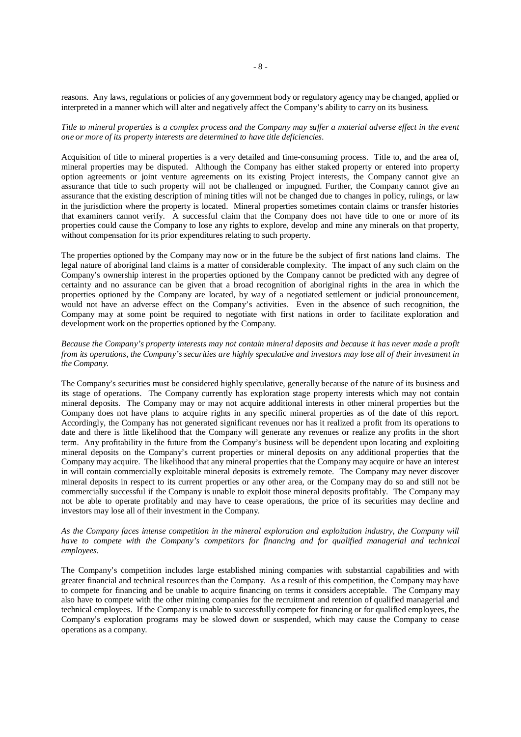reasons. Any laws, regulations or policies of any government body or regulatory agency may be changed, applied or interpreted in a manner which will alter and negatively affect the Company's ability to carry on its business.

*Title to mineral properties is a complex process and the Company may suffer a material adverse effect in the event one or more of its property interests are determined to have title deficiencies.*

Acquisition of title to mineral properties is a very detailed and time-consuming process. Title to, and the area of, mineral properties may be disputed. Although the Company has either staked property or entered into property option agreements or joint venture agreements on its existing Project interests, the Company cannot give an assurance that title to such property will not be challenged or impugned. Further, the Company cannot give an assurance that the existing description of mining titles will not be changed due to changes in policy, rulings, or law in the jurisdiction where the property is located. Mineral properties sometimes contain claims or transfer histories that examiners cannot verify. A successful claim that the Company does not have title to one or more of its properties could cause the Company to lose any rights to explore, develop and mine any minerals on that property, without compensation for its prior expenditures relating to such property.

The properties optioned by the Company may now or in the future be the subject of first nations land claims. The legal nature of aboriginal land claims is a matter of considerable complexity. The impact of any such claim on the Company's ownership interest in the properties optioned by the Company cannot be predicted with any degree of certainty and no assurance can be given that a broad recognition of aboriginal rights in the area in which the properties optioned by the Company are located, by way of a negotiated settlement or judicial pronouncement, would not have an adverse effect on the Company's activities. Even in the absence of such recognition, the Company may at some point be required to negotiate with first nations in order to facilitate exploration and development work on the properties optioned by the Company.

*Because the Company's property interests may not contain mineral deposits and because it has never made a profit from its operations, the Company's securities are highly speculative and investors may lose all of their investment in the Company.*

The Company's securities must be considered highly speculative, generally because of the nature of its business and its stage of operations. The Company currently has exploration stage property interests which may not contain mineral deposits. The Company may or may not acquire additional interests in other mineral properties but the Company does not have plans to acquire rights in any specific mineral properties as of the date of this report. Accordingly, the Company has not generated significant revenues nor has it realized a profit from its operations to date and there is little likelihood that the Company will generate any revenues or realize any profits in the short term. Any profitability in the future from the Company's business will be dependent upon locating and exploiting mineral deposits on the Company's current properties or mineral deposits on any additional properties that the Company may acquire. The likelihood that any mineral properties that the Company may acquire or have an interest in will contain commercially exploitable mineral deposits is extremely remote. The Company may never discover mineral deposits in respect to its current properties or any other area, or the Company may do so and still not be commercially successful if the Company is unable to exploit those mineral deposits profitably. The Company may not be able to operate profitably and may have to cease operations, the price of its securities may decline and investors may lose all of their investment in the Company.

*As the Company faces intense competition in the mineral exploration and exploitation industry, the Company will have to compete with the Company's competitors for financing and for qualified managerial and technical employees.*

The Company's competition includes large established mining companies with substantial capabilities and with greater financial and technical resources than the Company. As a result of this competition, the Company may have to compete for financing and be unable to acquire financing on terms it considers acceptable. The Company may also have to compete with the other mining companies for the recruitment and retention of qualified managerial and technical employees. If the Company is unable to successfully compete for financing or for qualified employees, the Company's exploration programs may be slowed down or suspended, which may cause the Company to cease operations as a company.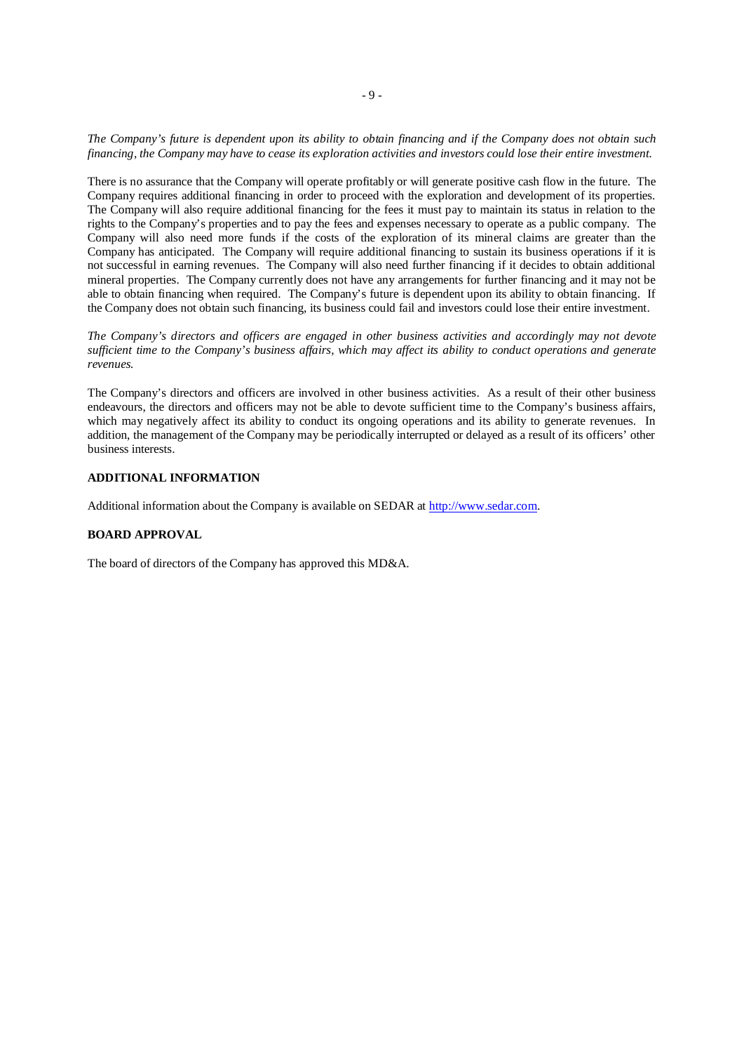*The Company's future is dependent upon its ability to obtain financing and if the Company does not obtain such financing, the Company may have to cease its exploration activities and investors could lose their entire investment.*

There is no assurance that the Company will operate profitably or will generate positive cash flow in the future. The Company requires additional financing in order to proceed with the exploration and development of its properties. The Company will also require additional financing for the fees it must pay to maintain its status in relation to the rights to the Company's properties and to pay the fees and expenses necessary to operate as a public company. The Company will also need more funds if the costs of the exploration of its mineral claims are greater than the Company has anticipated. The Company will require additional financing to sustain its business operations if it is not successful in earning revenues. The Company will also need further financing if it decides to obtain additional mineral properties. The Company currently does not have any arrangements for further financing and it may not be able to obtain financing when required. The Company's future is dependent upon its ability to obtain financing. If the Company does not obtain such financing, its business could fail and investors could lose their entire investment.

*The Company's directors and officers are engaged in other business activities and accordingly may not devote sufficient time to the Company's business affairs, which may affect its ability to conduct operations and generate revenues.*

The Company's directors and officers are involved in other business activities. As a result of their other business endeavours, the directors and officers may not be able to devote sufficient time to the Company's business affairs, which may negatively affect its ability to conduct its ongoing operations and its ability to generate revenues. In addition, the management of the Company may be periodically interrupted or delayed as a result of its officers' other business interests.

## ADDITIONAL INFORMATION

Additional information about the Company is available on SEDAR at http://www.sedar.com.

## BOARD APPROVAL

The board of directors of the Company has approved this MD&A.